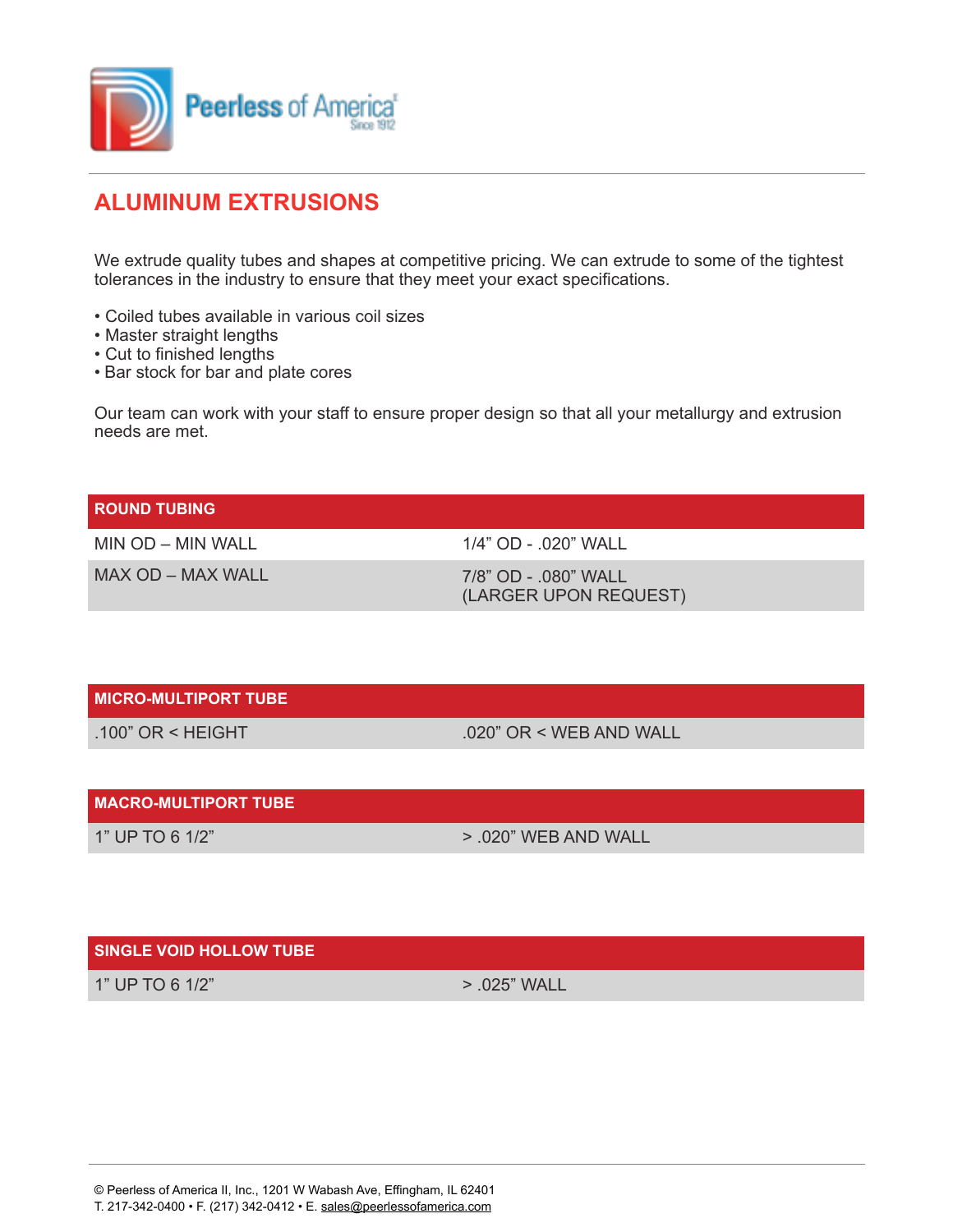Peerless of America
Since 1912

## ALUMINUM EXTRUSIONS

We extrude quality tubes and shapes at competitive pricing. We can extrude to some of the tightest tolerances in the industry to ensure that they meet your exact specifications.

- Coiled tubes available in various coil sizes
- Master straight lengths
- Cut to finished lengths
- Bar stock for bar and plate cores

Our team can work with your staff to ensure proper design so that all your metallurgy and extrusion needs are met.

| ROUND TUBING | |
|---|---|
| MIN OD – MIN WALL | 1/4” OD - .020” WALL |
| MAX OD – MAX WALL | 7/8” OD - .080” WALL (LARGER UPON REQUEST) |

| MICRO-MULTIPORT TUBE | |
|---|---|
| .100” OR < HEIGHT | .020” OR < WEB AND WALL |

| MACRO-MULTIPORT TUBE | |
|---|---|
| 1” UP TO 6 1/2” | > .020” WEB AND WALL |

| SINGLE VOID HOLLOW TUBE | |
|---|---|
| 1” UP TO 6 1/2” | > .025” WALL |

© Peerless of America II, Inc., 1201 W Wabash Ave, Effingham, IL 62401
T. 217-342-0400 • F. (217) 342-0412 • E. sales@peerlessofamerica.com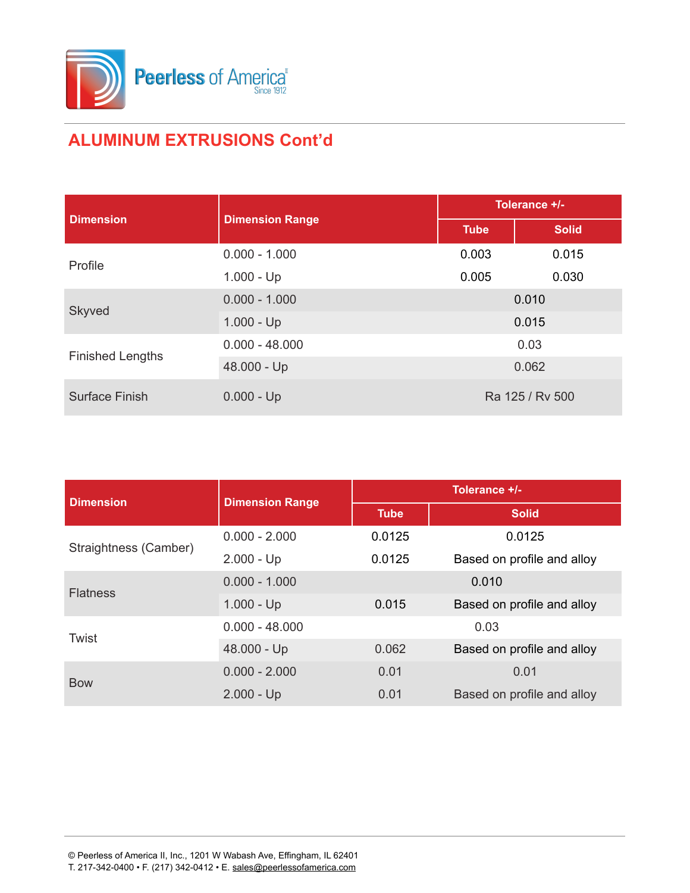Peerless of America II
Since 1912

## ALUMINUM EXTRUSIONS Cont'd

| Dimension | Dimension Range | Tolerance +/- | |
|---|---|---|---|
| | | Tube | Solid |
| Profile | 0.000 - 1.000 | 0.003 | 0.015 |
| | 1.000 - Up | 0.005 | 0.030 |
| Skyved | 0.000 - 1.000 | 0.010 | |
| | 1.000 - Up | 0.015 | |
| Finished Lengths | 0.000 - 48.000 | 0.03 | |
| | 48.000 - Up | 0.062 | |
| Surface Finish | 0.000 - Up | Ra 125 / Rv 500 | |

| Dimension | Dimension Range | Tolerance +/- | |
|---|---|---|---|
| | | Tube | Solid |
| Straightness (Camber) | 0.000 - 2.000 | 0.0125 | 0.0125 |
| | 2.000 - Up | 0.0125 | Based on profile and alloy |
| Flatness | 0.000 - 1.000 | 0.010 | |
| | 1.000 - Up | 0.015 | Based on profile and alloy |
| Twist | 0.000 - 48.000 | 0.03 | |
| | 48.000 - Up | 0.062 | Based on profile and alloy |
| Bow | 0.000 - 2.000 | 0.01 | 0.01 |
| | 2.000 - Up | 0.01 | Based on profile and alloy |

© Peerless of America II, Inc., 1201 W Wabash Ave, Effingham, IL 62401
T. 217-342-0400 • F. (217) 342-0412 • E. sales@peerlessofamerica.com